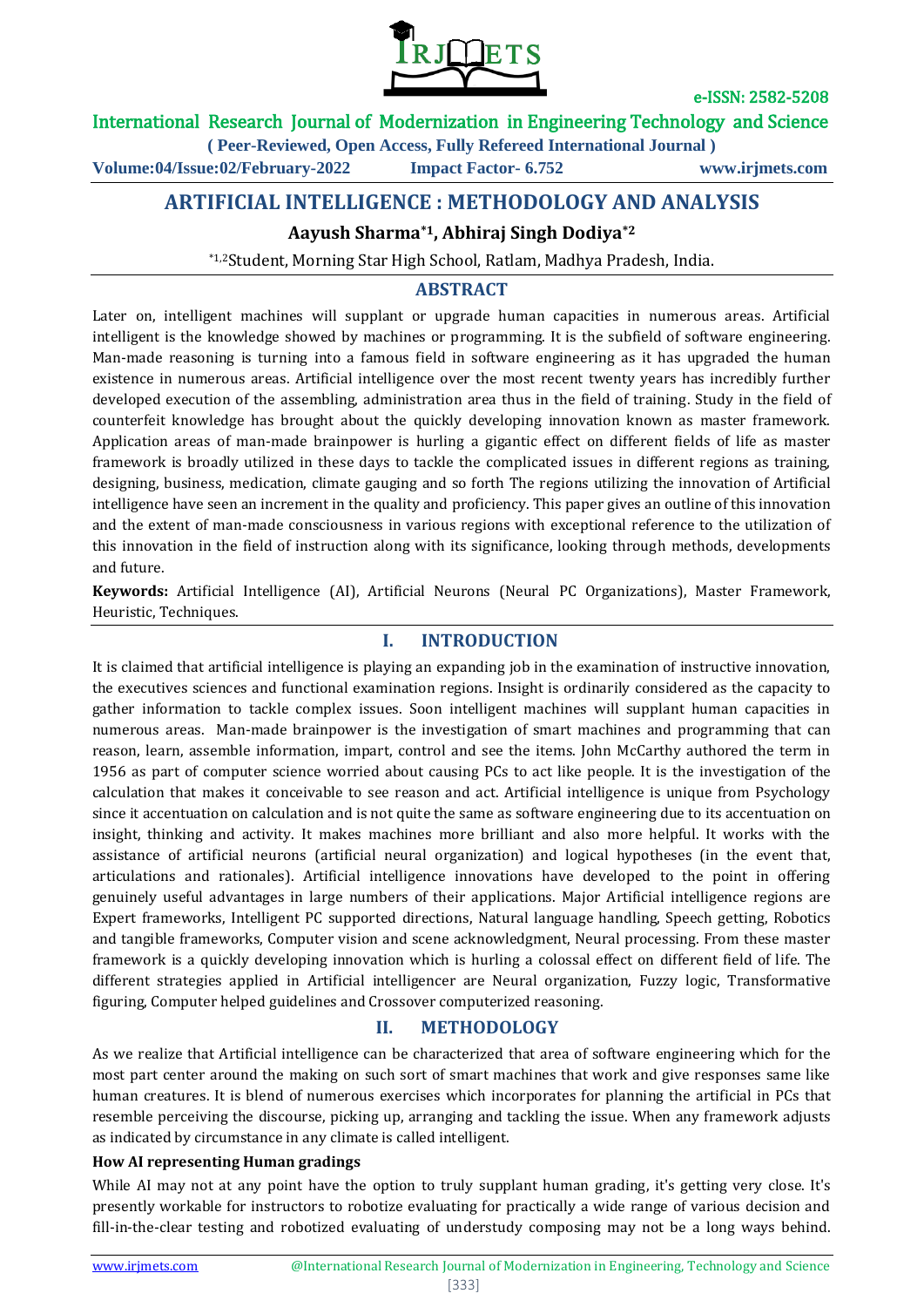# ARTIFICIAL INTELLIGENCE : METHODOLOGY AND ANALYSIS

**Aayush Sharma[*1], Abhiraj Singh Dodiya[*2]**

[*1,2]Student, Morning Star High School, Ratlam, Madhya Pradesh, India.

## ABSTRACT

Later on, intelligent machines will supplant or upgrade human capacities in numerous areas. Artificial intelligent is the knowledge showed by machines or programming. It is the subfield of software engineering. Man-made reasoning is turning into a famous field in software engineering as it has upgraded the human existence in numerous areas. Artificial intelligence over the most recent twenty years has incredibly further developed execution of the assembling, administration area thus in the field of training. Study in the field of counterfeit knowledge has brought about the quickly developing innovation known as master framework. Application areas of man-made brainpower is hurling a gigantic effect on different fields of life as master framework is broadly utilized in these days to tackle the complicated issues in different regions as training, designing, business, medication, climate gauging and so forth The regions utilizing the innovation of Artificial intelligence have seen an increment in the quality and proficiency. This paper gives an outline of this innovation and the extent of man-made consciousness in various regions with exceptional reference to the utilization of this innovation in the field of instruction along with its significance, looking through methods, developments and future.

**Keywords:** Artificial Intelligence (AI), Artificial Neurons (Neural PC Organizations), Master Framework, Heuristic, Techniques.

## I. INTRODUCTION

It is claimed that artificial intelligence is playing an expanding job in the examination of instructive innovation, the executives sciences and functional examination regions. Insight is ordinarily considered as the capacity to gather information to tackle complex issues. Soon intelligent machines will supplant human capacities in numerous areas. Man-made brainpower is the investigation of smart machines and programming that can reason, learn, assemble information, impart, control and see the items. John McCarthy authored the term in 1956 as part of computer science worried about causing PCs to act like people. It is the investigation of the calculation that makes it conceivable to see reason and act. Artificial intelligence is unique from Psychology since it accentuation on calculation and is not quite the same as software engineering due to its accentuation on insight, thinking and activity. It makes machines more brilliant and also more helpful. It works with the assistance of artificial neurons (artificial neural organization) and logical hypotheses (in the event that, articulations and rationales). Artificial intelligence innovations have developed to the point in offering genuinely useful advantages in large numbers of their applications. Major Artificial intelligence regions are Expert frameworks, Intelligent PC supported directions, Natural language handling, Speech getting, Robotics and tangible frameworks, Computer vision and scene acknowledgment, Neural processing. From these master framework is a quickly developing innovation which is hurling a colossal effect on different field of life. The different strategies applied in Artificial intelligencer are Neural organization, Fuzzy logic, Transformative figuring, Computer helped guidelines and Crossover computerized reasoning.

## II. METHODOLOGY

As we realize that Artificial intelligence can be characterized that area of software engineering which for the most part center around the making on such sort of smart machines that work and give responses same like human creatures. It is blend of numerous exercises which incorporates for planning the artificial in PCs that resemble perceiving the discourse, picking up, arranging and tackling the issue. When any framework adjusts as indicated by circumstance in any climate is called intelligent.

**How AI representing Human gradings**

While AI may not at any point have the option to truly supplant human grading, it's getting very close. It's presently workable for instructors to robotize evaluating for practically a wide range of various decision and fill-in-the-clear testing and robotized evaluating of understudy composing may not be a long ways behind.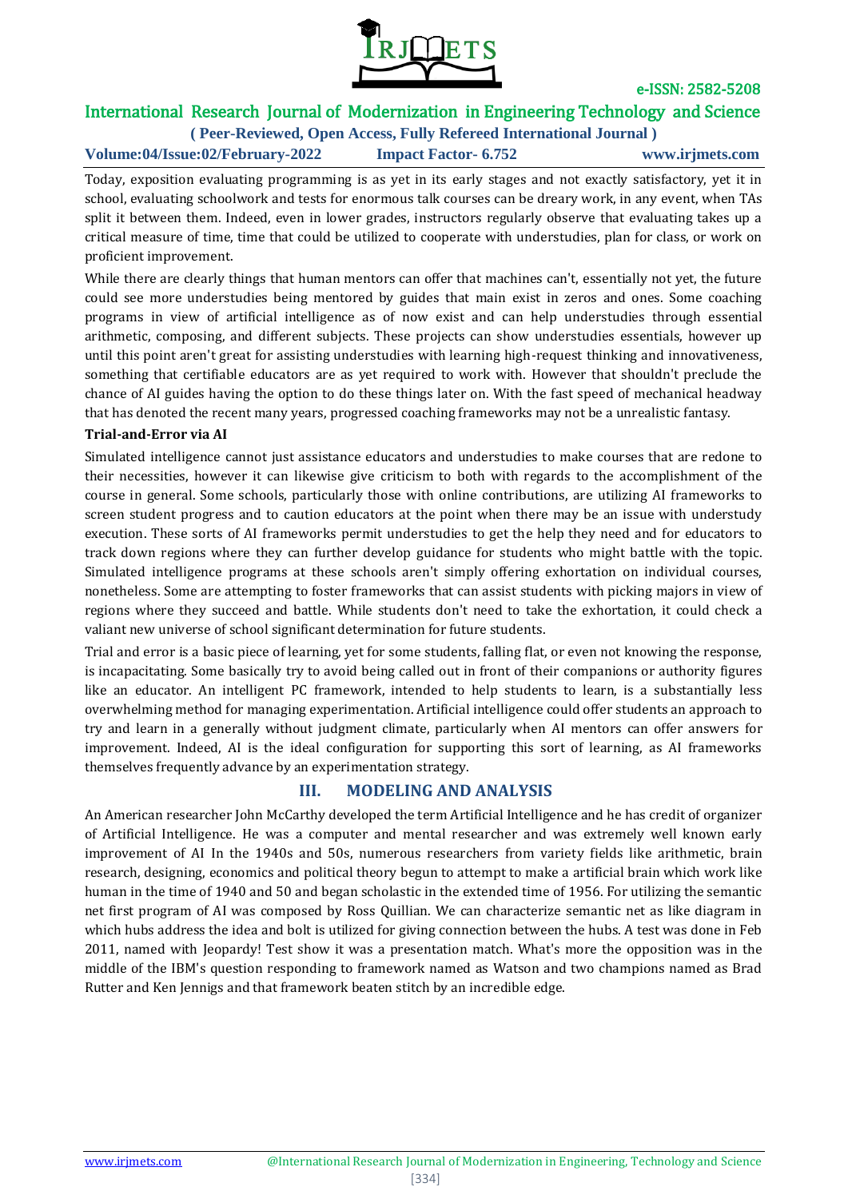Today, exposition evaluating programming is as yet in its early stages and not exactly satisfactory, yet it in school, evaluating schoolwork and tests for enormous talk courses can be dreary work, in any event, when TAs split it between them. Indeed, even in lower grades, instructors regularly observe that evaluating takes up a critical measure of time, time that could be utilized to cooperate with understudies, plan for class, or work on proficient improvement.

While there are clearly things that human mentors can offer that machines can't, essentially not yet, the future could see more understudies being mentored by guides that main exist in zeros and ones. Some coaching programs in view of artificial intelligence as of now exist and can help understudies through essential arithmetic, composing, and different subjects. These projects can show understudies essentials, however up until this point aren't great for assisting understudies with learning high-request thinking and innovativeness, something that certifiable educators are as yet required to work with. However that shouldn't preclude the chance of AI guides having the option to do these things later on. With the fast speed of mechanical headway that has denoted the recent many years, progressed coaching frameworks may not be a unrealistic fantasy.

**Trial-and-Error via AI**

Simulated intelligence cannot just assistance educators and understudies to make courses that are redone to their necessities, however it can likewise give criticism to both with regards to the accomplishment of the course in general. Some schools, particularly those with online contributions, are utilizing AI frameworks to screen student progress and to caution educators at the point when there may be an issue with understudy execution. These sorts of AI frameworks permit understudies to get the help they need and for educators to track down regions where they can further develop guidance for students who might battle with the topic. Simulated intelligence programs at these schools aren't simply offering exhortation on individual courses, nonetheless. Some are attempting to foster frameworks that can assist students with picking majors in view of regions where they succeed and battle. While students don't need to take the exhortation, it could check a valiant new universe of school significant determination for future students.

Trial and error is a basic piece of learning, yet for some students, falling flat, or even not knowing the response, is incapacitating. Some basically try to avoid being called out in front of their companions or authority figures like an educator. An intelligent PC framework, intended to help students to learn, is a substantially less overwhelming method for managing experimentation. Artificial intelligence could offer students an approach to try and learn in a generally without judgment climate, particularly when AI mentors can offer answers for improvement. Indeed, AI is the ideal configuration for supporting this sort of learning, as AI frameworks themselves frequently advance by an experimentation strategy.

## III. MODELING AND ANALYSIS

An American researcher John McCarthy developed the term Artificial Intelligence and he has credit of organizer of Artificial Intelligence. He was a computer and mental researcher and was extremely well known early improvement of AI In the 1940s and 50s, numerous researchers from variety fields like arithmetic, brain research, designing, economics and political theory begun to attempt to make a artificial brain which work like human in the time of 1940 and 50 and began scholastic in the extended time of 1956. For utilizing the semantic net first program of AI was composed by Ross Quillian. We can characterize semantic net as like diagram in which hubs address the idea and bolt is utilized for giving connection between the hubs. A test was done in Feb 2011, named with Jeopardy! Test show it was a presentation match. What's more the opposition was in the middle of the IBM's question responding to framework named as Watson and two champions named as Brad Rutter and Ken Jennigs and that framework beaten stitch by an incredible edge.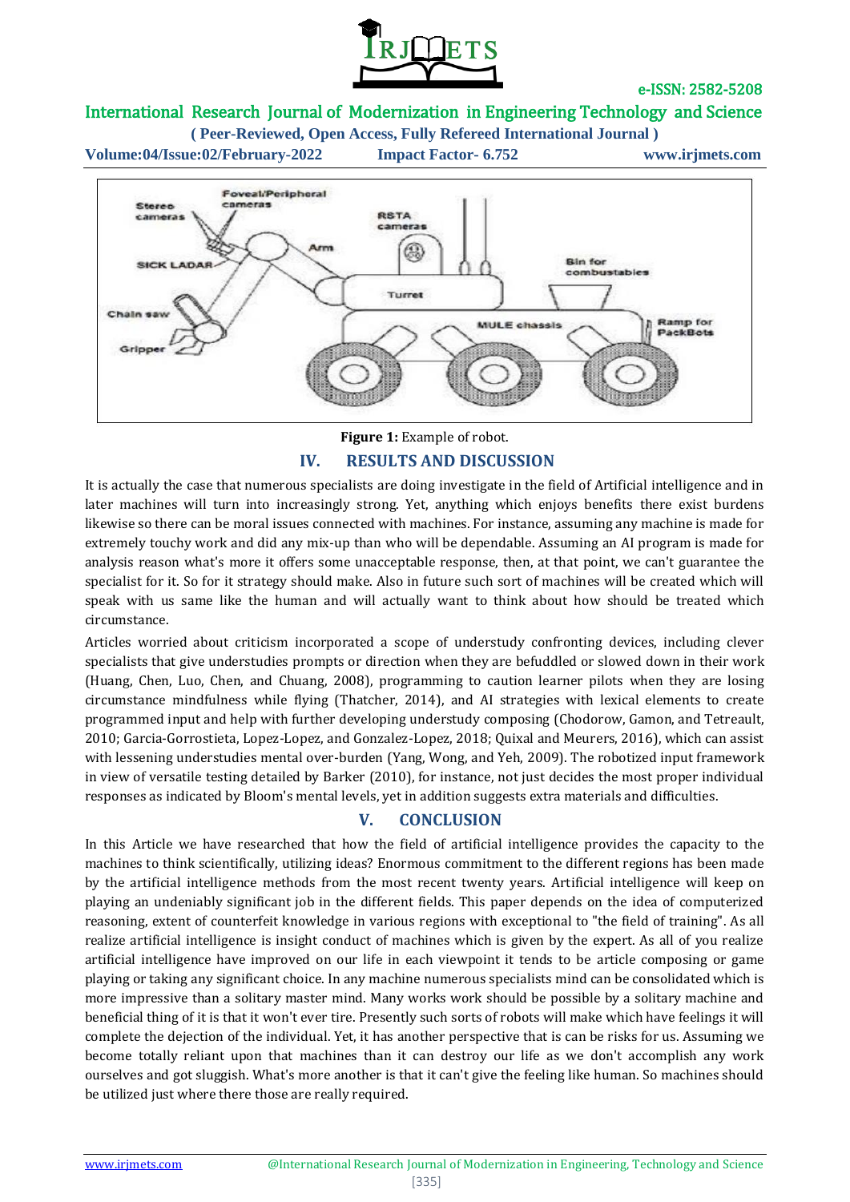**Figure 1:** Example of robot.

## IV. RESULTS AND DISCUSSION

It is actually the case that numerous specialists are doing investigate in the field of Artificial intelligence and in later machines will turn into increasingly strong. Yet, anything which enjoys benefits there exist burdens likewise so there can be moral issues connected with machines. For instance, assuming any machine is made for extremely touchy work and did any mix-up than who will be dependable. Assuming an AI program is made for analysis reason what's more it offers some unacceptable response, then, at that point, we can't guarantee the specialist for it. So for it strategy should make. Also in future such sort of machines will be created which will speak with us same like the human and will actually want to think about how should be treated which circumstance.

Articles worried about criticism incorporated a scope of understudy confronting devices, including clever specialists that give understudies prompts or direction when they are befuddled or slowed down in their work (Huang, Chen, Luo, Chen, and Chuang, 2008), programming to caution learner pilots when they are losing circumstance mindfulness while flying (Thatcher, 2014), and AI strategies with lexical elements to create programmed input and help with further developing understudy composing (Chodorow, Gamon, and Tetreault, 2010; Garcia-Gorrostieta, Lopez-Lopez, and Gonzalez-Lopez, 2018; Quixal and Meurers, 2016), which can assist with lessening understudies mental over-burden (Yang, Wong, and Yeh, 2009). The robotized input framework in view of versatile testing detailed by Barker (2010), for instance, not just decides the most proper individual responses as indicated by Bloom's mental levels, yet in addition suggests extra materials and difficulties.

## V. CONCLUSION

In this Article we have researched that how the field of artificial intelligence provides the capacity to the machines to think scientifically, utilizing ideas? Enormous commitment to the different regions has been made by the artificial intelligence methods from the most recent twenty years. Artificial intelligence will keep on playing an undeniably significant job in the different fields. This paper depends on the idea of computerized reasoning, extent of counterfeit knowledge in various regions with exceptional to "the field of training". As all realize artificial intelligence is insight conduct of machines which is given by the expert. As all of you realize artificial intelligence have improved on our life in each viewpoint it tends to be article composing or game playing or taking any significant choice. In any machine numerous specialists mind can be consolidated which is more impressive than a solitary master mind. Many works work should be possible by a solitary machine and beneficial thing of it is that it won't ever tire. Presently such sorts of robots will make which have feelings it will complete the dejection of the individual. Yet, it has another perspective that is can be risks for us. Assuming we become totally reliant upon that machines than it can destroy our life as we don't accomplish any work ourselves and got sluggish. What's more another is that it can't give the feeling like human. So machines should be utilized just where there those are really required.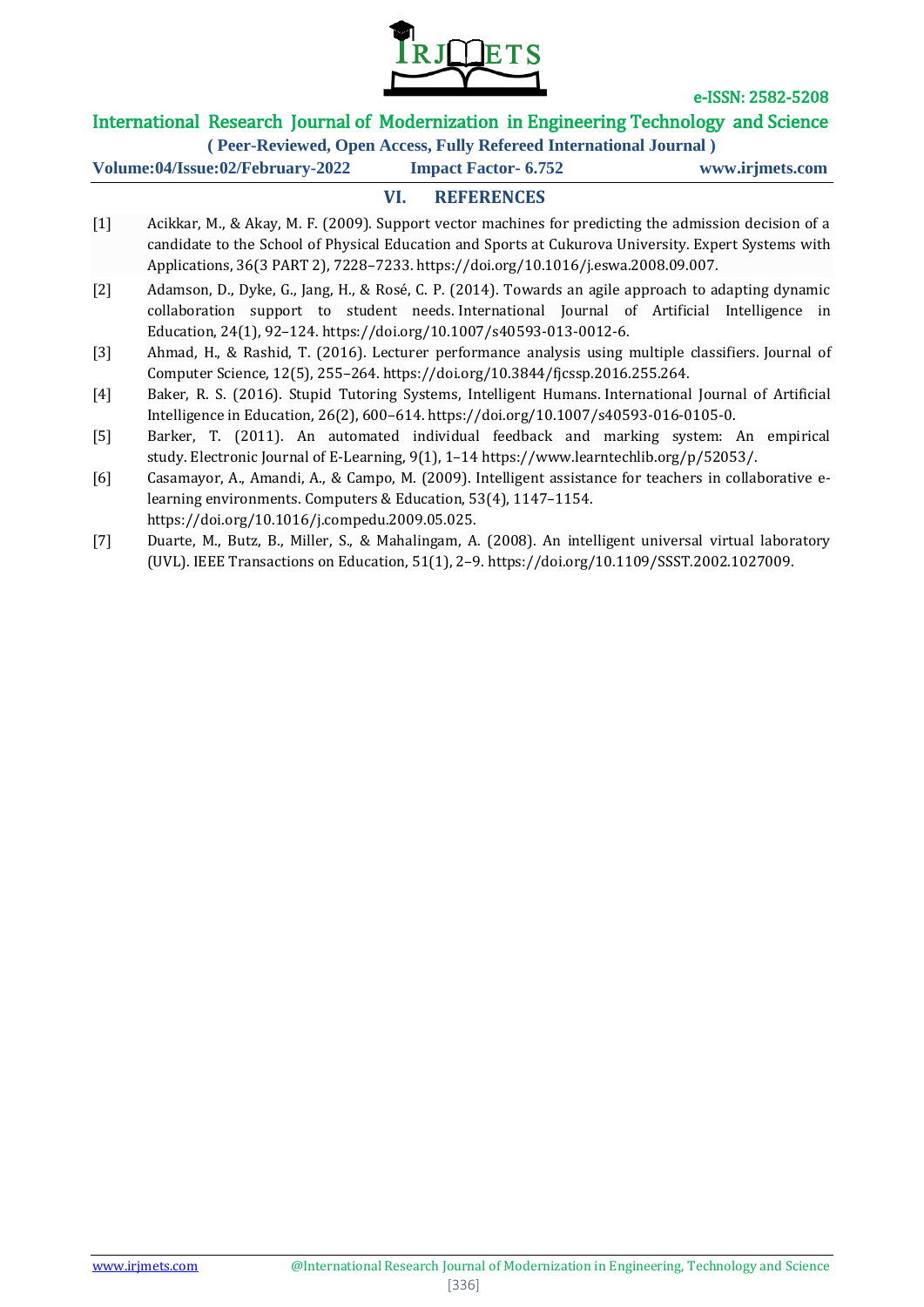## VI. REFERENCES

[1] Acikkar, M., & Akay, M. F. (2009). Support vector machines for predicting the admission decision of a candidate to the School of Physical Education and Sports at Cukurova University. Expert Systems with Applications, 36(3 PART 2), 7228–7233. https://doi.org/10.1016/j.eswa.2008.09.007.

[2] Adamson, D., Dyke, G., Jang, H., & Rosé, C. P. (2014). Towards an agile approach to adapting dynamic collaboration support to student needs. International Journal of Artificial Intelligence in Education, 24(1), 92–124. https://doi.org/10.1007/s40593-013-0012-6.

[3] Ahmad, H., & Rashid, T. (2016). Lecturer performance analysis using multiple classifiers. Journal of Computer Science, 12(5), 255–264. https://doi.org/10.3844/fjcssp.2016.255.264.

[4] Baker, R. S. (2016). Stupid Tutoring Systems, Intelligent Humans. International Journal of Artificial Intelligence in Education, 26(2), 600–614. https://doi.org/10.1007/s40593-016-0105-0.

[5] Barker, T. (2011). An automated individual feedback and marking system: An empirical study. Electronic Journal of E-Learning, 9(1), 1–14 https://www.learntechlib.org/p/52053/.

[6] Casamayor, A., Amandi, A., & Campo, M. (2009). Intelligent assistance for teachers in collaborative e-learning environments. Computers & Education, 53(4), 1147–1154. https://doi.org/10.1016/j.compedu.2009.05.025.

[7] Duarte, M., Butz, B., Miller, S., & Mahalingam, A. (2008). An intelligent universal virtual laboratory (UVL). IEEE Transactions on Education, 51(1), 2–9. https://doi.org/10.1109/SSST.2002.1027009.